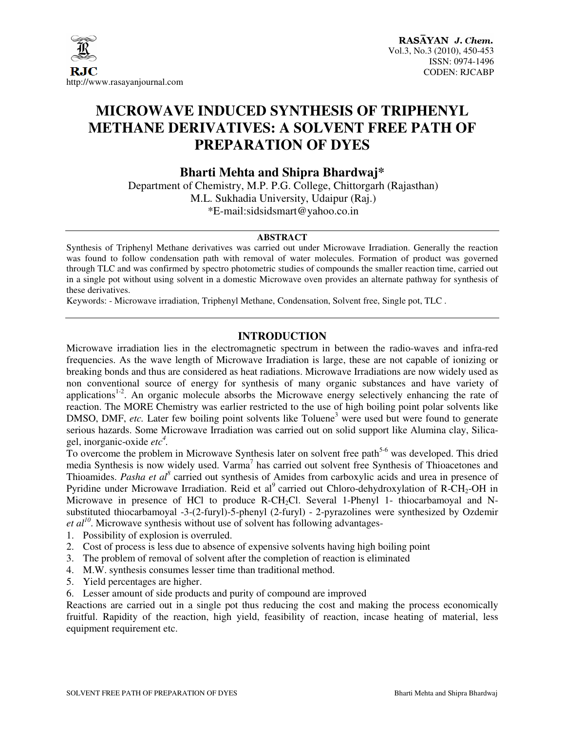# MICROWAVE INDUCED SYNTHESIS OF TRIPHENYL METHANE DERIVATIVES: A SOLVENT FREE PATH OF PREPARATION OF DYES

**Bharti Mehta and Shipra Bhardwaj***

Department of Chemistry, M.P. P.G. College, Chittorgarh (Rajasthan)
M.L. Sukhadia University, Udaipur (Raj.)
*E-mail:sidsidsmart@yahoo.co.in

## ABSTRACT

Synthesis of Triphenyl Methane derivatives was carried out under Microwave Irradiation. Generally the reaction was found to follow condensation path with removal of water molecules. Formation of product was governed through TLC and was confirmed by spectro photometric studies of compounds the smaller reaction time, carried out in a single pot without using solvent in a domestic Microwave oven provides an alternate pathway for synthesis of these derivatives.

Keywords: - Microwave irradiation, Triphenyl Methane, Condensation, Solvent free, Single pot, TLC .

## INTRODUCTION

Microwave irradiation lies in the electromagnetic spectrum in between the radio-waves and infra-red frequencies. As the wave length of Microwave Irradiation is large, these are not capable of ionizing or breaking bonds and thus are considered as heat radiations. Microwave Irradiations are now widely used as non conventional source of energy for synthesis of many organic substances and have variety of applications[1-2]. An organic molecule absorbs the Microwave energy selectively enhancing the rate of reaction. The MORE Chemistry was earlier restricted to the use of high boiling point polar solvents like DMSO, DMF, *etc.* Later few boiling point solvents like Toluene[3] were used but were found to generate serious hazards. Some Microwave Irradiation was carried out on solid support like Alumina clay, Silica-gel, inorganic-oxide *etc*[4].

To overcome the problem in Microwave Synthesis later on solvent free path[5-6] was developed. This dried media Synthesis is now widely used. Varma[7] has carried out solvent free Synthesis of Thioacetones and Thioamides. *Pasha et al*[8] carried out synthesis of Amides from carboxylic acids and urea in presence of Pyridine under Microwave Irradiation. Reid et al[9] carried out Chloro-dehydroxylation of R-$CH_2$-OH in Microwave in presence of HCl to produce R-$CH_2$Cl. Several 1-Phenyl 1- thiocarbamoyal and N-substituted thiocarbamoyal -3-(2-furyl)-5-phenyl (2-furyl) - 2-pyrazolines were synthesized by Ozdemir *et al*[10]. Microwave synthesis without use of solvent has following advantages-

1. Possibility of explosion is overruled.
2. Cost of process is less due to absence of expensive solvents having high boiling point
3. The problem of removal of solvent after the completion of reaction is eliminated
4. M.W. synthesis consumes lesser time than traditional method.
5. Yield percentages are higher.
6. Lesser amount of side products and purity of compound are improved

Reactions are carried out in a single pot thus reducing the cost and making the process economically fruitful. Rapidity of the reaction, high yield, feasibility of reaction, incase heating of material, less equipment requirement etc.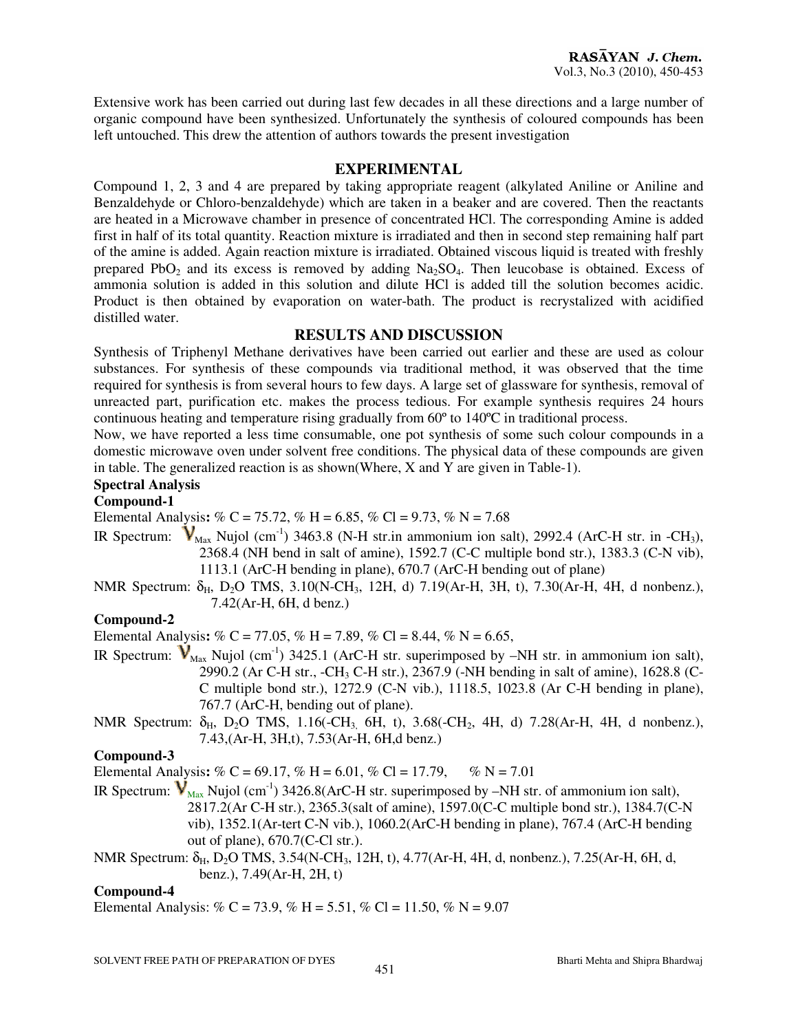Extensive work has been carried out during last few decades in all these directions and a large number of organic compound have been synthesized. Unfortunately the synthesis of coloured compounds has been left untouched. This drew the attention of authors towards the present investigation

## EXPERIMENTAL

Compound 1, 2, 3 and 4 are prepared by taking appropriate reagent (alkylated Aniline or Aniline and Benzaldehyde or Chloro-benzaldehyde) which are taken in a beaker and are covered. Then the reactants are heated in a Microwave chamber in presence of concentrated HCl. The corresponding Amine is added first in half of its total quantity. Reaction mixture is irradiated and then in second step remaining half part of the amine is added. Again reaction mixture is irradiated. Obtained viscous liquid is treated with freshly prepared $PbO_2$ and its excess is removed by adding $Na_2SO_4$. Then leucobase is obtained. Excess of ammonia solution is added in this solution and dilute HCl is added till the solution becomes acidic. Product is then obtained by evaporation on water-bath. The product is recrystalized with acidified distilled water.

## RESULTS AND DISCUSSION

Synthesis of Triphenyl Methane derivatives have been carried out earlier and these are used as colour substances. For synthesis of these compounds via traditional method, it was observed that the time required for synthesis is from several hours to few days. A large set of glassware for synthesis, removal of unreacted part, purification etc. makes the process tedious. For example synthesis requires 24 hours continuous heating and temperature rising gradually from 60º to 140ºC in traditional process.

Now, we have reported a less time consumable, one pot synthesis of some such colour compounds in a domestic microwave oven under solvent free conditions. The physical data of these compounds are given in table. The generalized reaction is as shown(Where, X and Y are given in Table-1).

**Spectral Analysis**

**Compound-1**

Elemental Analysis**:** % C = 75.72, % H = 6.85, % Cl = 9.73, % N = 7.68

IR Spectrum: $\nu_{Max}$ Nujol ($cm^{-1}$) 3463.8 (N-H str.in ammonium ion salt), 2992.4 (ArC-H str. in $-CH_3$), 2368.4 (NH bend in salt of amine), 1592.7 (C-C multiple bond str.), 1383.3 (C-N vib), 1113.1 (ArC-H bending in plane), 670.7 (ArC-H bending out of plane)

NMR Spectrum: $\delta_H$, $D_2O$ TMS, 3.10(N-$CH_3$, 12H, d) 7.19(Ar-H, 3H, t), 7.30(Ar-H, 4H, d nonbenz.), 7.42(Ar-H, 6H, d benz.)

**Compound-2**

Elemental Analysis**:** % C = 77.05, % H = 7.89, % Cl = 8.44, % N = 6.65,

IR Spectrum: $\nu_{Max}$ Nujol ($cm^{-1}$) 3425.1 (ArC-H str. superimposed by –NH str. in ammonium ion salt), 2990.2 (Ar C-H str., $-CH_3$ C-H str.), 2367.9 (-NH bending in salt of amine), 1628.8 (C-C multiple bond str.), 1272.9 (C-N vib.), 1118.5, 1023.8 (Ar C-H bending in plane), 767.7 (ArC-H, bending out of plane).

NMR Spectrum: $\delta_H$, $D_2O$ TMS, 1.16($-CH_3$, 6H, t), 3.68($-CH_2$, 4H, d) 7.28(Ar-H, 4H, d nonbenz.), 7.43,(Ar-H, 3H,t), 7.53(Ar-H, 6H,d benz.)

**Compound-3**

Elemental Analysis**:** % C = 69.17, % H = 6.01, % Cl = 17.79, % N = 7.01

IR Spectrum: $\nu_{Max}$ Nujol ($cm^{-1}$) 3426.8(ArC-H str. superimposed by –NH str. of ammonium ion salt), 2817.2(Ar C-H str.), 2365.3(salt of amine), 1597.0(C-C multiple bond str.), 1384.7(C-N vib), 1352.1(Ar-tert C-N vib.), 1060.2(ArC-H bending in plane), 767.4 (ArC-H bending out of plane), 670.7(C-Cl str.).

NMR Spectrum: $\delta_H$, $D_2O$ TMS, 3.54(N-$CH_3$, 12H, t), 4.77(Ar-H, 4H, d, nonbenz.), 7.25(Ar-H, 6H, d, benz.), 7.49(Ar-H, 2H, t)

**Compound-4**

Elemental Analysis: % C = 73.9, % H = 5.51, % Cl = 11.50, % N = 9.07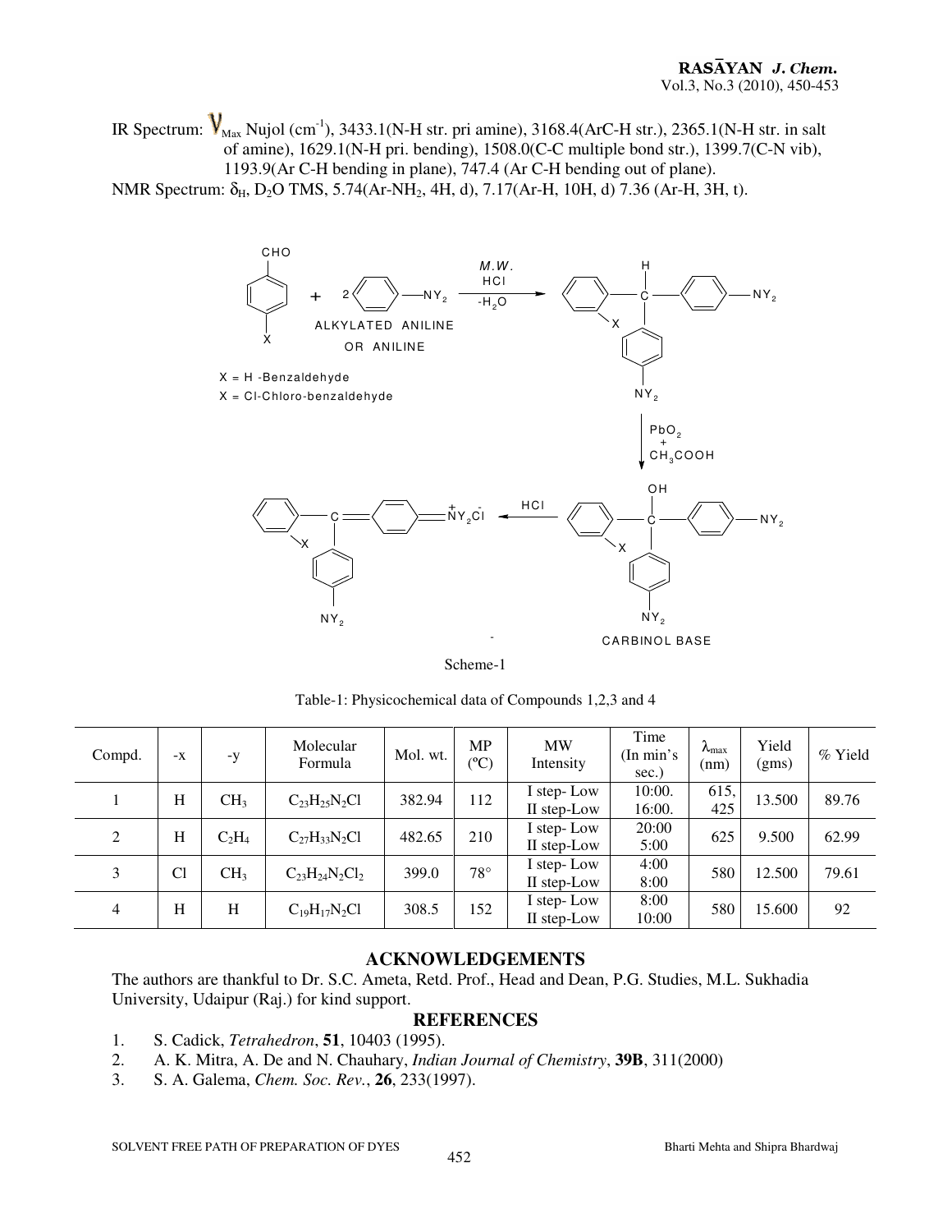IR Spectrum: $\nu_{Max}$ Nujol ($cm^{-1}$), 3433.1(N-H str. pri amine), 3168.4(ArC-H str.), 2365.1(N-H str. in salt of amine), 1629.1(N-H pri. bending), 1508.0(C-C multiple bond str.), 1399.7(C-N vib), 1193.9(Ar C-H bending in plane), 747.4 (Ar C-H bending out of plane).

NMR Spectrum: $\delta_H$, $D_2O$ TMS, 5.74(Ar-$NH_2$, 4H, d), 7.17(Ar-H, 10H, d) 7.36 (Ar-H, 3H, t).

X = H -Benzaldehyde

X = Cl-Chloro-benzaldehyde

Scheme-1

Table-1: Physicochemical data of Compounds 1,2,3 and 4

| Compd. | -x | -y | Molecular Formula | Mol. wt. | MP (ºC) | MW Intensity | Time (In min's sec.) | $\lambda_{max}$ (nm) | Yield (gms) | % Yield |
|---|---|---|---|---|---|---|---|---|---|---|
| 1 | H | $CH_3$ | $C_{23}H_{25}N_2Cl$ | 382.94 | 112 | I step- Low II step-Low | 10:00. 16:00. | 615, 425 | 13.500 | 89.76 |
| 2 | H | $C_2H_4$ | $C_{27}H_{33}N_2Cl$ | 482.65 | 210 | I step- Low II step-Low | 20:00 5:00 | 625 | 9.500 | 62.99 |
| 3 | Cl | $CH_3$ | $C_{23}H_{24}N_2Cl_2$ | 399.0 | 78° | I step- Low II step-Low | 4:00 8:00 | 580 | 12.500 | 79.61 |
| 4 | H | H | $C_{19}H_{17}N_2Cl$ | 308.5 | 152 | I step- Low II step-Low | 8:00 10:00 | 580 | 15.600 | 92 |

## ACKNOWLEDGEMENTS

The authors are thankful to Dr. S.C. Ameta, Retd. Prof., Head and Dean, P.G. Studies, M.L. Sukhadia University, Udaipur (Raj.) for kind support.

## REFERENCES

1. S. Cadick, *Tetrahedron*, **51**, 10403 (1995).
2. A. K. Mitra, A. De and N. Chauhary, *Indian Journal of Chemistry*, **39B**, 311(2000)
3. S. A. Galema, *Chem. Soc. Rev.*, **26**, 233(1997).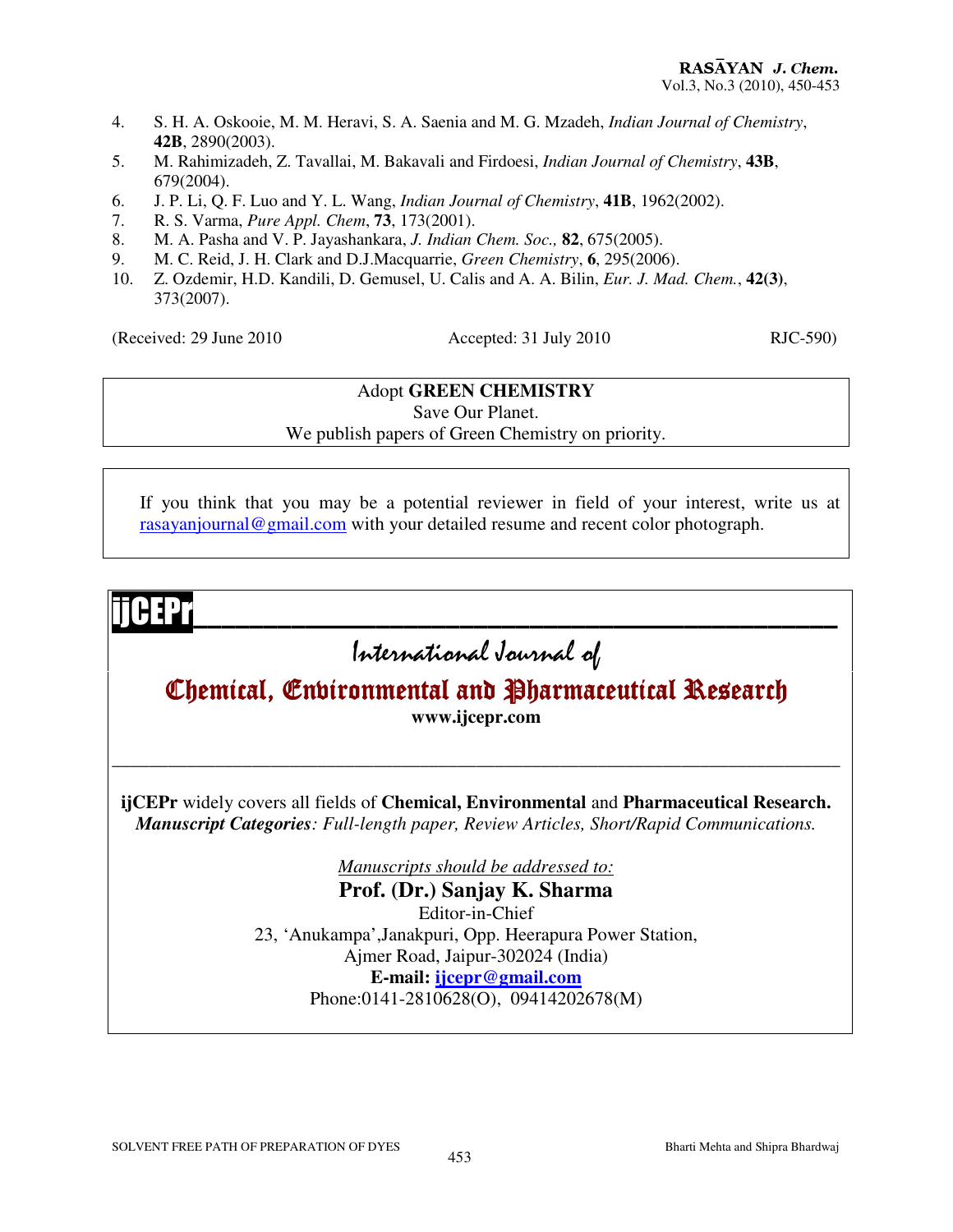4. S. H. A. Oskooie, M. M. Heravi, S. A. Saenia and M. G. Mzadeh, *Indian Journal of Chemistry*, **42B**, 2890(2003).
5. M. Rahimizadeh, Z. Tavallai, M. Bakavali and Firdoesi, *Indian Journal of Chemistry*, **43B**, 679(2004).
6. J. P. Li, Q. F. Luo and Y. L. Wang, *Indian Journal of Chemistry*, **41B**, 1962(2002).
7. R. S. Varma, *Pure Appl. Chem*, **73**, 173(2001).
8. M. A. Pasha and V. P. Jayashankara, *J. Indian Chem. Soc.,* **82**, 675(2005).
9. M. C. Reid, J. H. Clark and D.J.Macquarrie, *Green Chemistry*, **6**, 295(2006).
10. Z. Ozdemir, H.D. Kandili, D. Gemusel, U. Calis and A. A. Bilin, *Eur. J. Mad. Chem.*, **42(3)**, 373(2007).

(Received: 29 June 2010 Accepted: 31 July 2010 RJC-590)

Adopt **GREEN CHEMISTRY**
Save Our Planet.
We publish papers of Green Chemistry on priority.

If you think that you may be a potential reviewer in field of your interest, write us at rasayanjournal@gmail.com with your detailed resume and recent color photograph.

**ijCEPr**

*International Journal of*

## Chemical, Environmental and Pharmaceutical Research

**www.ijcepr.com**

**ijCEPr** widely covers all fields of **Chemical, Environmental** and **Pharmaceutical Research.**
***Manuscript Categories****: Full-length paper, Review Articles, Short/Rapid Communications.*

*Manuscripts should be addressed to:*

**Prof. (Dr.) Sanjay K. Sharma**
Editor-in-Chief
23, 'Anukampa',Janakpuri, Opp. Heerapura Power Station,
Ajmer Road, Jaipur-302024 (India)
**E-mail: ijcepr@gmail.com**
Phone:0141-2810628(O), 09414202678(M)